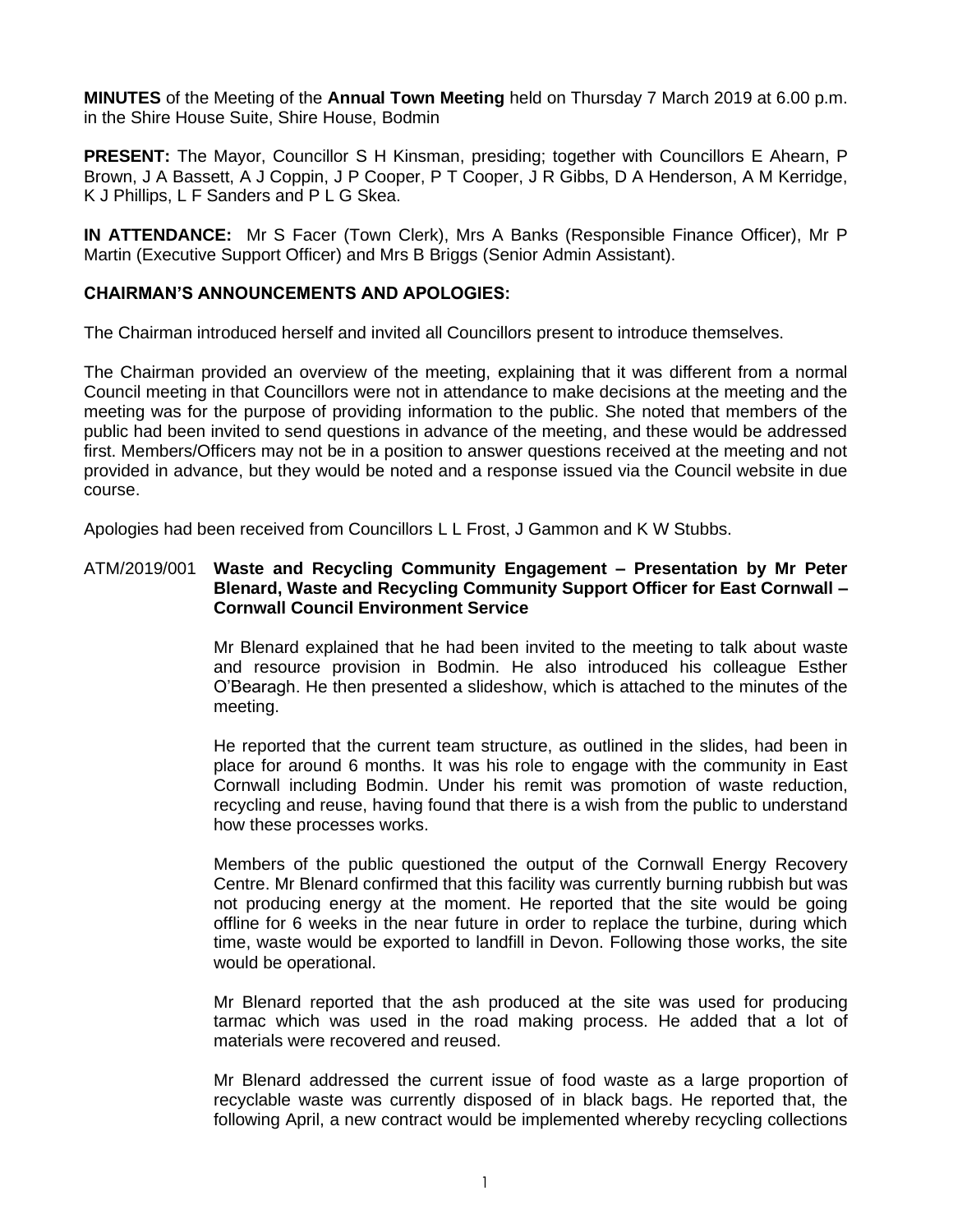**MINUTES** of the Meeting of the **Annual Town Meeting** held on Thursday 7 March 2019 at 6.00 p.m. in the Shire House Suite, Shire House, Bodmin

**PRESENT:** The Mayor, Councillor S H Kinsman, presiding; together with Councillors E Ahearn, P Brown, J A Bassett, A J Coppin, J P Cooper, P T Cooper, J R Gibbs, D A Henderson, A M Kerridge, K J Phillips, L F Sanders and P L G Skea.

**IN ATTENDANCE:** Mr S Facer (Town Clerk), Mrs A Banks (Responsible Finance Officer), Mr P Martin (Executive Support Officer) and Mrs B Briggs (Senior Admin Assistant).

**CHAIRMAN'S ANNOUNCEMENTS AND APOLOGIES:**

The Chairman introduced herself and invited all Councillors present to introduce themselves.

The Chairman provided an overview of the meeting, explaining that it was different from a normal Council meeting in that Councillors were not in attendance to make decisions at the meeting and the meeting was for the purpose of providing information to the public. She noted that members of the public had been invited to send questions in advance of the meeting, and these would be addressed first. Members/Officers may not be in a position to answer questions received at the meeting and not provided in advance, but they would be noted and a response issued via the Council website in due course.

Apologies had been received from Councillors L L Frost, J Gammon and K W Stubbs.

ATM/2019/001 **Waste and Recycling Community Engagement – Presentation by Mr Peter Blenard, Waste and Recycling Community Support Officer for East Cornwall – Cornwall Council Environment Service**

Mr Blenard explained that he had been invited to the meeting to talk about waste and resource provision in Bodmin. He also introduced his colleague Esther O'Bearagh. He then presented a slideshow, which is attached to the minutes of the meeting.

He reported that the current team structure, as outlined in the slides, had been in place for around 6 months. It was his role to engage with the community in East Cornwall including Bodmin. Under his remit was promotion of waste reduction, recycling and reuse, having found that there is a wish from the public to understand how these processes works.

Members of the public questioned the output of the Cornwall Energy Recovery Centre. Mr Blenard confirmed that this facility was currently burning rubbish but was not producing energy at the moment. He reported that the site would be going offline for 6 weeks in the near future in order to replace the turbine, during which time, waste would be exported to landfill in Devon. Following those works, the site would be operational.

Mr Blenard reported that the ash produced at the site was used for producing tarmac which was used in the road making process. He added that a lot of materials were recovered and reused.

Mr Blenard addressed the current issue of food waste as a large proportion of recyclable waste was currently disposed of in black bags. He reported that, the following April, a new contract would be implemented whereby recycling collections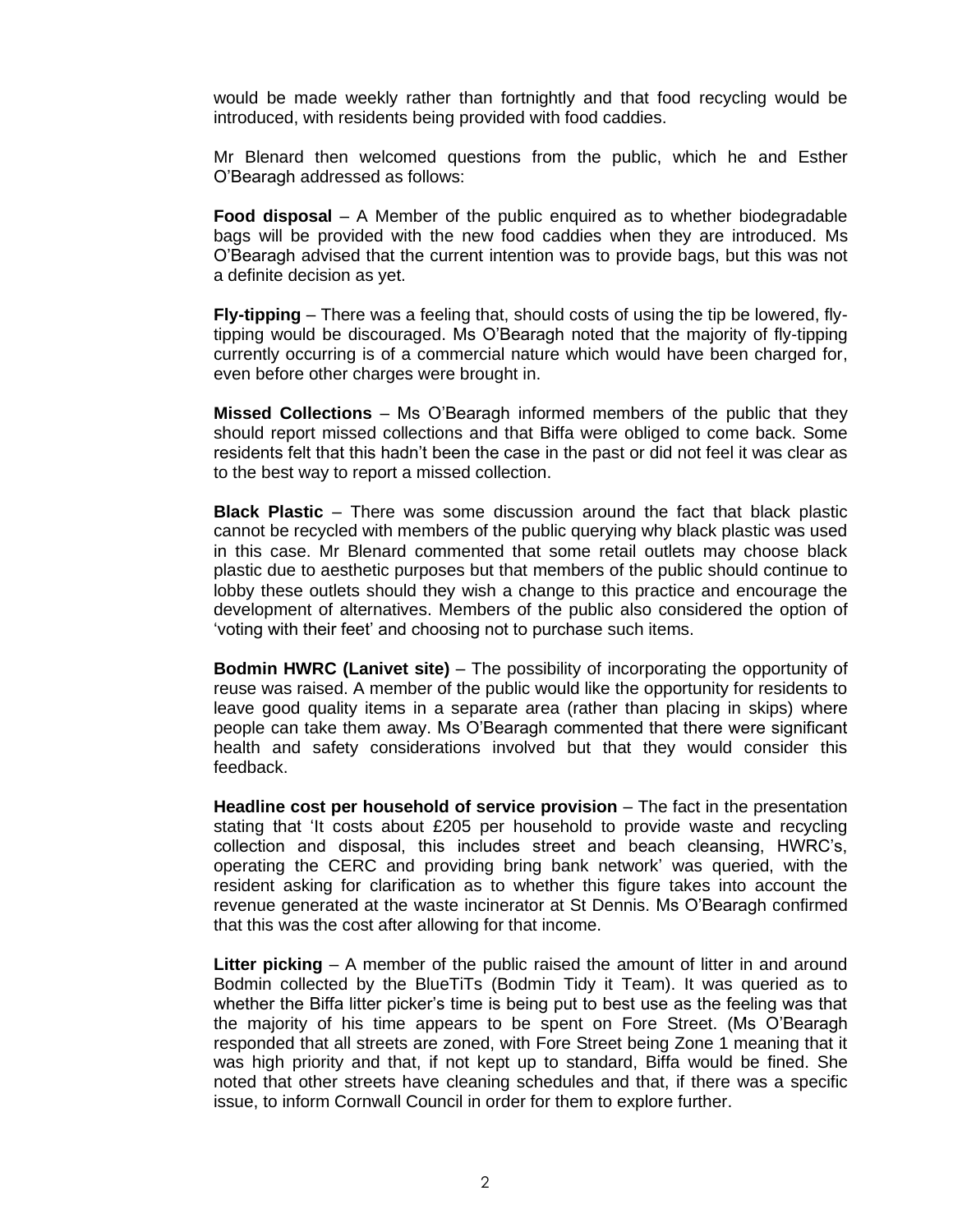would be made weekly rather than fortnightly and that food recycling would be introduced, with residents being provided with food caddies.

Mr Blenard then welcomed questions from the public, which he and Esther O'Bearagh addressed as follows:

**Food disposal** – A Member of the public enquired as to whether biodegradable bags will be provided with the new food caddies when they are introduced. Ms O'Bearagh advised that the current intention was to provide bags, but this was not a definite decision as yet.

**Fly-tipping** – There was a feeling that, should costs of using the tip be lowered, fly-tipping would be discouraged. Ms O'Bearagh noted that the majority of fly-tipping currently occurring is of a commercial nature which would have been charged for, even before other charges were brought in.

**Missed Collections** – Ms O'Bearagh informed members of the public that they should report missed collections and that Biffa were obliged to come back. Some residents felt that this hadn't been the case in the past or did not feel it was clear as to the best way to report a missed collection.

**Black Plastic** – There was some discussion around the fact that black plastic cannot be recycled with members of the public querying why black plastic was used in this case. Mr Blenard commented that some retail outlets may choose black plastic due to aesthetic purposes but that members of the public should continue to lobby these outlets should they wish a change to this practice and encourage the development of alternatives. Members of the public also considered the option of 'voting with their feet' and choosing not to purchase such items.

**Bodmin HWRC (Lanivet site)** – The possibility of incorporating the opportunity of reuse was raised. A member of the public would like the opportunity for residents to leave good quality items in a separate area (rather than placing in skips) where people can take them away. Ms O'Bearagh commented that there were significant health and safety considerations involved but that they would consider this feedback.

**Headline cost per household of service provision** – The fact in the presentation stating that 'It costs about £205 per household to provide waste and recycling collection and disposal, this includes street and beach cleansing, HWRC's, operating the CERC and providing bring bank network' was queried, with the resident asking for clarification as to whether this figure takes into account the revenue generated at the waste incinerator at St Dennis. Ms O'Bearagh confirmed that this was the cost after allowing for that income.

**Litter picking** – A member of the public raised the amount of litter in and around Bodmin collected by the BlueTiTs (Bodmin Tidy it Team). It was queried as to whether the Biffa litter picker's time is being put to best use as the feeling was that the majority of his time appears to be spent on Fore Street. (Ms O'Bearagh responded that all streets are zoned, with Fore Street being Zone 1 meaning that it was high priority and that, if not kept up to standard, Biffa would be fined. She noted that other streets have cleaning schedules and that, if there was a specific issue, to inform Cornwall Council in order for them to explore further.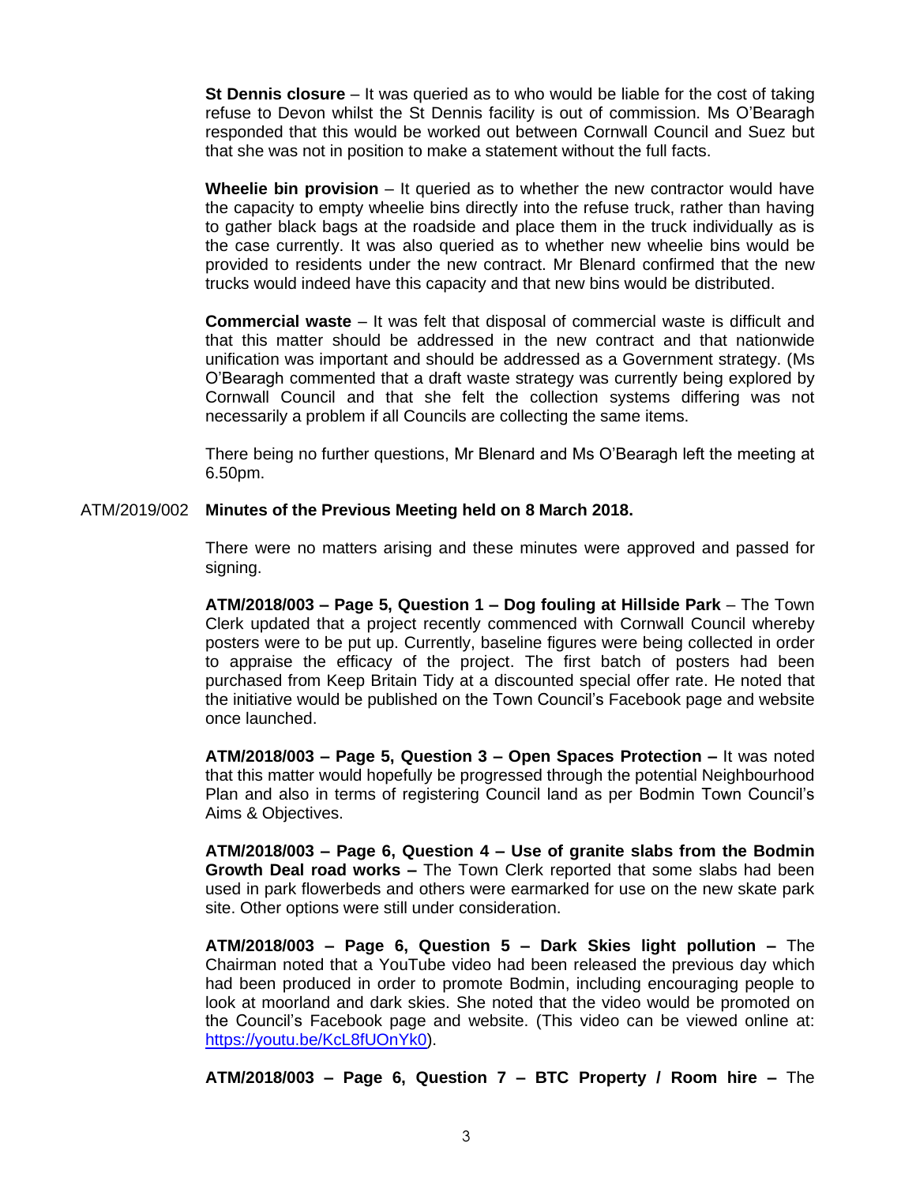**St Dennis closure** – It was queried as to who would be liable for the cost of taking refuse to Devon whilst the St Dennis facility is out of commission. Ms O'Bearagh responded that this would be worked out between Cornwall Council and Suez but that she was not in position to make a statement without the full facts.

**Wheelie bin provision** – It queried as to whether the new contractor would have the capacity to empty wheelie bins directly into the refuse truck, rather than having to gather black bags at the roadside and place them in the truck individually as is the case currently. It was also queried as to whether new wheelie bins would be provided to residents under the new contract. Mr Blenard confirmed that the new trucks would indeed have this capacity and that new bins would be distributed.

**Commercial waste** – It was felt that disposal of commercial waste is difficult and that this matter should be addressed in the new contract and that nationwide unification was important and should be addressed as a Government strategy. (Ms O'Bearagh commented that a draft waste strategy was currently being explored by Cornwall Council and that she felt the collection systems differing was not necessarily a problem if all Councils are collecting the same items.

There being no further questions, Mr Blenard and Ms O'Bearagh left the meeting at 6.50pm.

ATM/2019/002 **Minutes of the Previous Meeting held on 8 March 2018.**

There were no matters arising and these minutes were approved and passed for signing.

**ATM/2018/003 – Page 5, Question 1 – Dog fouling at Hillside Park** – The Town Clerk updated that a project recently commenced with Cornwall Council whereby posters were to be put up. Currently, baseline figures were being collected in order to appraise the efficacy of the project. The first batch of posters had been purchased from Keep Britain Tidy at a discounted special offer rate. He noted that the initiative would be published on the Town Council's Facebook page and website once launched.

**ATM/2018/003 – Page 5, Question 3 – Open Spaces Protection –** It was noted that this matter would hopefully be progressed through the potential Neighbourhood Plan and also in terms of registering Council land as per Bodmin Town Council's Aims & Objectives.

**ATM/2018/003 – Page 6, Question 4 – Use of granite slabs from the Bodmin Growth Deal road works –** The Town Clerk reported that some slabs had been used in park flowerbeds and others were earmarked for use on the new skate park site. Other options were still under consideration.

**ATM/2018/003 – Page 6, Question 5 – Dark Skies light pollution –** The Chairman noted that a YouTube video had been released the previous day which had been produced in order to promote Bodmin, including encouraging people to look at moorland and dark skies. She noted that the video would be promoted on the Council's Facebook page and website. (This video can be viewed online at: https://youtu.be/KcL8fUOnYk0).

**ATM/2018/003 – Page 6, Question 7 – BTC Property / Room hire –** The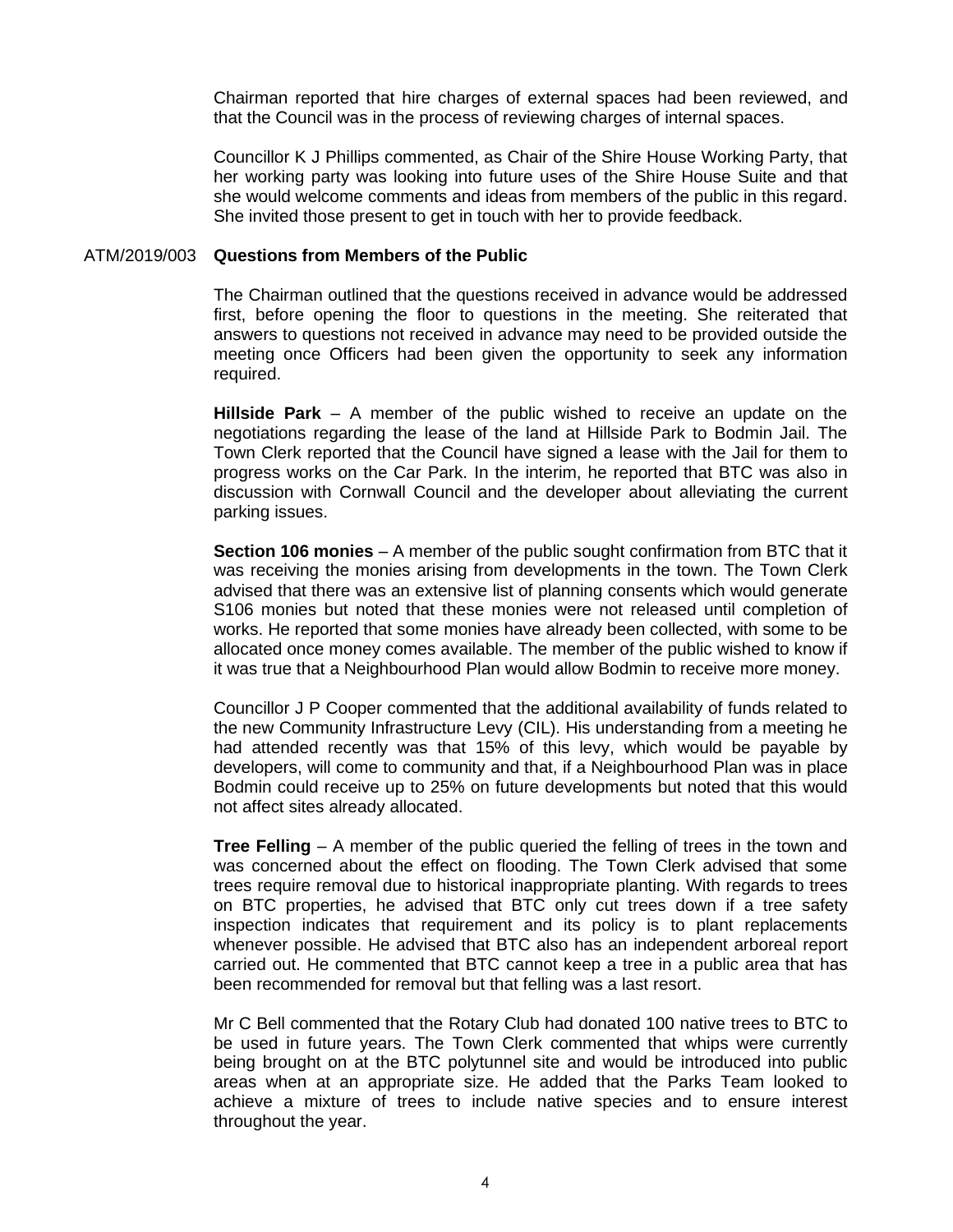Chairman reported that hire charges of external spaces had been reviewed, and that the Council was in the process of reviewing charges of internal spaces.

Councillor K J Phillips commented, as Chair of the Shire House Working Party, that her working party was looking into future uses of the Shire House Suite and that she would welcome comments and ideas from members of the public in this regard. She invited those present to get in touch with her to provide feedback.

ATM/2019/003 **Questions from Members of the Public**

The Chairman outlined that the questions received in advance would be addressed first, before opening the floor to questions in the meeting. She reiterated that answers to questions not received in advance may need to be provided outside the meeting once Officers had been given the opportunity to seek any information required.

**Hillside Park** – A member of the public wished to receive an update on the negotiations regarding the lease of the land at Hillside Park to Bodmin Jail. The Town Clerk reported that the Council have signed a lease with the Jail for them to progress works on the Car Park. In the interim, he reported that BTC was also in discussion with Cornwall Council and the developer about alleviating the current parking issues.

**Section 106 monies** – A member of the public sought confirmation from BTC that it was receiving the monies arising from developments in the town. The Town Clerk advised that there was an extensive list of planning consents which would generate S106 monies but noted that these monies were not released until completion of works. He reported that some monies have already been collected, with some to be allocated once money comes available. The member of the public wished to know if it was true that a Neighbourhood Plan would allow Bodmin to receive more money.

Councillor J P Cooper commented that the additional availability of funds related to the new Community Infrastructure Levy (CIL). His understanding from a meeting he had attended recently was that 15% of this levy, which would be payable by developers, will come to community and that, if a Neighbourhood Plan was in place Bodmin could receive up to 25% on future developments but noted that this would not affect sites already allocated.

**Tree Felling** – A member of the public queried the felling of trees in the town and was concerned about the effect on flooding. The Town Clerk advised that some trees require removal due to historical inappropriate planting. With regards to trees on BTC properties, he advised that BTC only cut trees down if a tree safety inspection indicates that requirement and its policy is to plant replacements whenever possible. He advised that BTC also has an independent arboreal report carried out. He commented that BTC cannot keep a tree in a public area that has been recommended for removal but that felling was a last resort.

Mr C Bell commented that the Rotary Club had donated 100 native trees to BTC to be used in future years. The Town Clerk commented that whips were currently being brought on at the BTC polytunnel site and would be introduced into public areas when at an appropriate size. He added that the Parks Team looked to achieve a mixture of trees to include native species and to ensure interest throughout the year.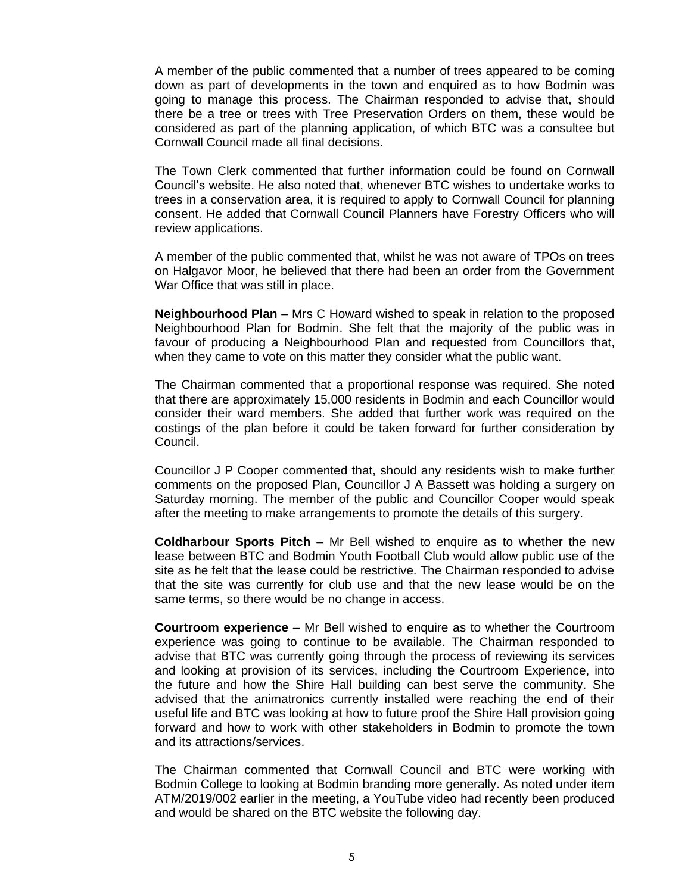A member of the public commented that a number of trees appeared to be coming down as part of developments in the town and enquired as to how Bodmin was going to manage this process. The Chairman responded to advise that, should there be a tree or trees with Tree Preservation Orders on them, these would be considered as part of the planning application, of which BTC was a consultee but Cornwall Council made all final decisions.

The Town Clerk commented that further information could be found on Cornwall Council's website. He also noted that, whenever BTC wishes to undertake works to trees in a conservation area, it is required to apply to Cornwall Council for planning consent. He added that Cornwall Council Planners have Forestry Officers who will review applications.

A member of the public commented that, whilst he was not aware of TPOs on trees on Halgavor Moor, he believed that there had been an order from the Government War Office that was still in place.

**Neighbourhood Plan** – Mrs C Howard wished to speak in relation to the proposed Neighbourhood Plan for Bodmin. She felt that the majority of the public was in favour of producing a Neighbourhood Plan and requested from Councillors that, when they came to vote on this matter they consider what the public want.

The Chairman commented that a proportional response was required. She noted that there are approximately 15,000 residents in Bodmin and each Councillor would consider their ward members. She added that further work was required on the costings of the plan before it could be taken forward for further consideration by Council.

Councillor J P Cooper commented that, should any residents wish to make further comments on the proposed Plan, Councillor J A Bassett was holding a surgery on Saturday morning. The member of the public and Councillor Cooper would speak after the meeting to make arrangements to promote the details of this surgery.

**Coldharbour Sports Pitch** – Mr Bell wished to enquire as to whether the new lease between BTC and Bodmin Youth Football Club would allow public use of the site as he felt that the lease could be restrictive. The Chairman responded to advise that the site was currently for club use and that the new lease would be on the same terms, so there would be no change in access.

**Courtroom experience** – Mr Bell wished to enquire as to whether the Courtroom experience was going to continue to be available. The Chairman responded to advise that BTC was currently going through the process of reviewing its services and looking at provision of its services, including the Courtroom Experience, into the future and how the Shire Hall building can best serve the community. She advised that the animatronics currently installed were reaching the end of their useful life and BTC was looking at how to future proof the Shire Hall provision going forward and how to work with other stakeholders in Bodmin to promote the town and its attractions/services.

The Chairman commented that Cornwall Council and BTC were working with Bodmin College to looking at Bodmin branding more generally. As noted under item ATM/2019/002 earlier in the meeting, a YouTube video had recently been produced and would be shared on the BTC website the following day.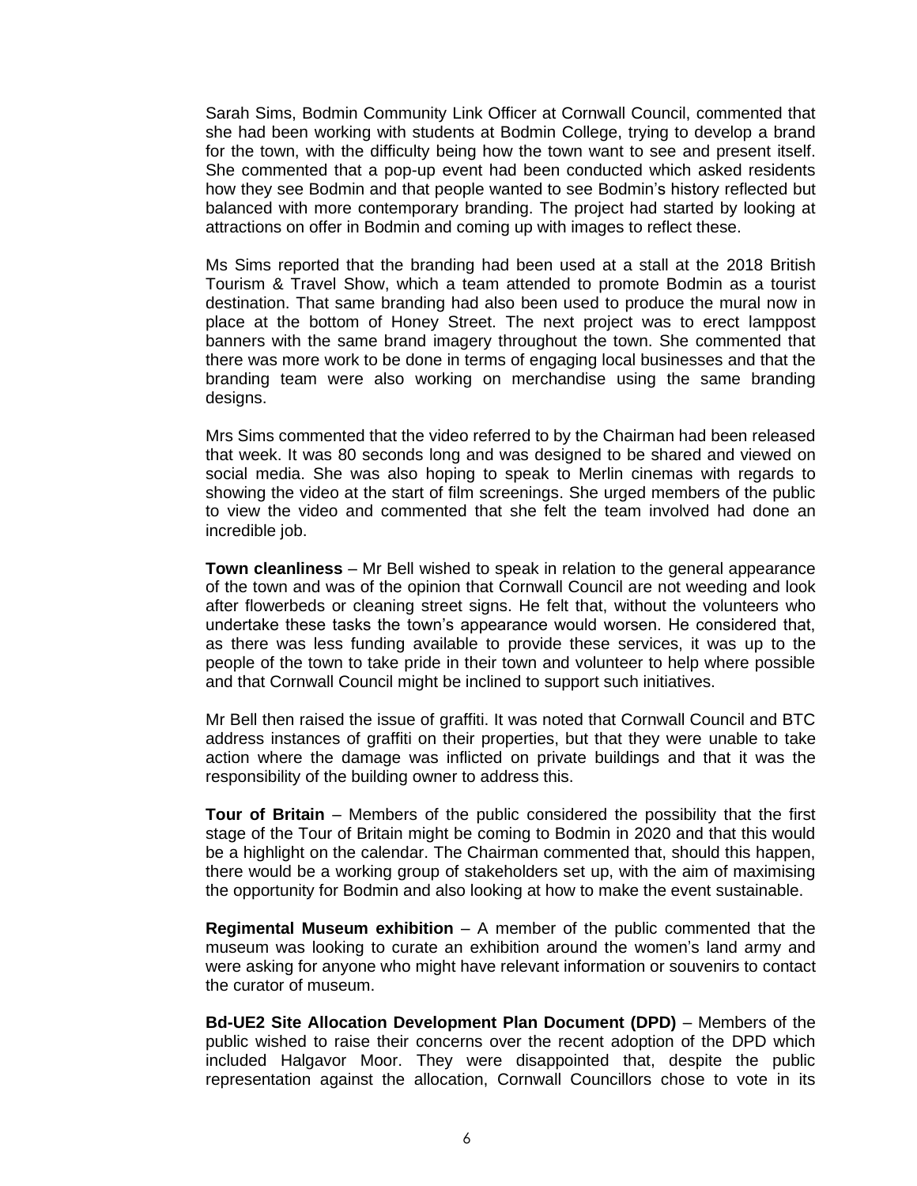Sarah Sims, Bodmin Community Link Officer at Cornwall Council, commented that she had been working with students at Bodmin College, trying to develop a brand for the town, with the difficulty being how the town want to see and present itself. She commented that a pop-up event had been conducted which asked residents how they see Bodmin and that people wanted to see Bodmin's history reflected but balanced with more contemporary branding. The project had started by looking at attractions on offer in Bodmin and coming up with images to reflect these.

Ms Sims reported that the branding had been used at a stall at the 2018 British Tourism & Travel Show, which a team attended to promote Bodmin as a tourist destination. That same branding had also been used to produce the mural now in place at the bottom of Honey Street. The next project was to erect lamppost banners with the same brand imagery throughout the town. She commented that there was more work to be done in terms of engaging local businesses and that the branding team were also working on merchandise using the same branding designs.

Mrs Sims commented that the video referred to by the Chairman had been released that week. It was 80 seconds long and was designed to be shared and viewed on social media. She was also hoping to speak to Merlin cinemas with regards to showing the video at the start of film screenings. She urged members of the public to view the video and commented that she felt the team involved had done an incredible job.

**Town cleanliness** – Mr Bell wished to speak in relation to the general appearance of the town and was of the opinion that Cornwall Council are not weeding and look after flowerbeds or cleaning street signs. He felt that, without the volunteers who undertake these tasks the town's appearance would worsen. He considered that, as there was less funding available to provide these services, it was up to the people of the town to take pride in their town and volunteer to help where possible and that Cornwall Council might be inclined to support such initiatives.

Mr Bell then raised the issue of graffiti. It was noted that Cornwall Council and BTC address instances of graffiti on their properties, but that they were unable to take action where the damage was inflicted on private buildings and that it was the responsibility of the building owner to address this.

**Tour of Britain** – Members of the public considered the possibility that the first stage of the Tour of Britain might be coming to Bodmin in 2020 and that this would be a highlight on the calendar. The Chairman commented that, should this happen, there would be a working group of stakeholders set up, with the aim of maximising the opportunity for Bodmin and also looking at how to make the event sustainable.

**Regimental Museum exhibition** – A member of the public commented that the museum was looking to curate an exhibition around the women's land army and were asking for anyone who might have relevant information or souvenirs to contact the curator of museum.

**Bd-UE2 Site Allocation Development Plan Document (DPD)** – Members of the public wished to raise their concerns over the recent adoption of the DPD which included Halgavor Moor. They were disappointed that, despite the public representation against the allocation, Cornwall Councillors chose to vote in its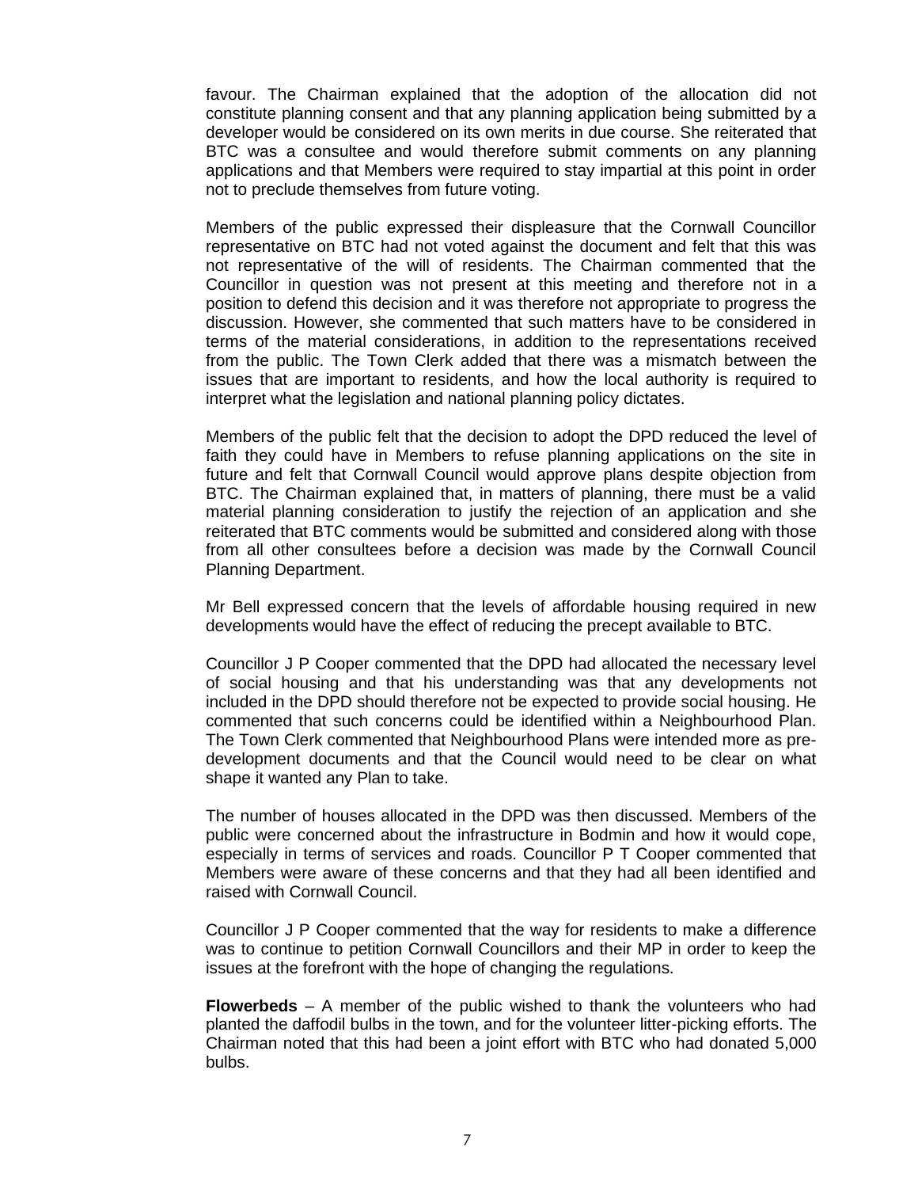favour. The Chairman explained that the adoption of the allocation did not constitute planning consent and that any planning application being submitted by a developer would be considered on its own merits in due course. She reiterated that BTC was a consultee and would therefore submit comments on any planning applications and that Members were required to stay impartial at this point in order not to preclude themselves from future voting.

Members of the public expressed their displeasure that the Cornwall Councillor representative on BTC had not voted against the document and felt that this was not representative of the will of residents. The Chairman commented that the Councillor in question was not present at this meeting and therefore not in a position to defend this decision and it was therefore not appropriate to progress the discussion. However, she commented that such matters have to be considered in terms of the material considerations, in addition to the representations received from the public. The Town Clerk added that there was a mismatch between the issues that are important to residents, and how the local authority is required to interpret what the legislation and national planning policy dictates.

Members of the public felt that the decision to adopt the DPD reduced the level of faith they could have in Members to refuse planning applications on the site in future and felt that Cornwall Council would approve plans despite objection from BTC. The Chairman explained that, in matters of planning, there must be a valid material planning consideration to justify the rejection of an application and she reiterated that BTC comments would be submitted and considered along with those from all other consultees before a decision was made by the Cornwall Council Planning Department.

Mr Bell expressed concern that the levels of affordable housing required in new developments would have the effect of reducing the precept available to BTC.

Councillor J P Cooper commented that the DPD had allocated the necessary level of social housing and that his understanding was that any developments not included in the DPD should therefore not be expected to provide social housing. He commented that such concerns could be identified within a Neighbourhood Plan. The Town Clerk commented that Neighbourhood Plans were intended more as pre-development documents and that the Council would need to be clear on what shape it wanted any Plan to take.

The number of houses allocated in the DPD was then discussed. Members of the public were concerned about the infrastructure in Bodmin and how it would cope, especially in terms of services and roads. Councillor P T Cooper commented that Members were aware of these concerns and that they had all been identified and raised with Cornwall Council.

Councillor J P Cooper commented that the way for residents to make a difference was to continue to petition Cornwall Councillors and their MP in order to keep the issues at the forefront with the hope of changing the regulations.

**Flowerbeds** – A member of the public wished to thank the volunteers who had planted the daffodil bulbs in the town, and for the volunteer litter-picking efforts. The Chairman noted that this had been a joint effort with BTC who had donated 5,000 bulbs.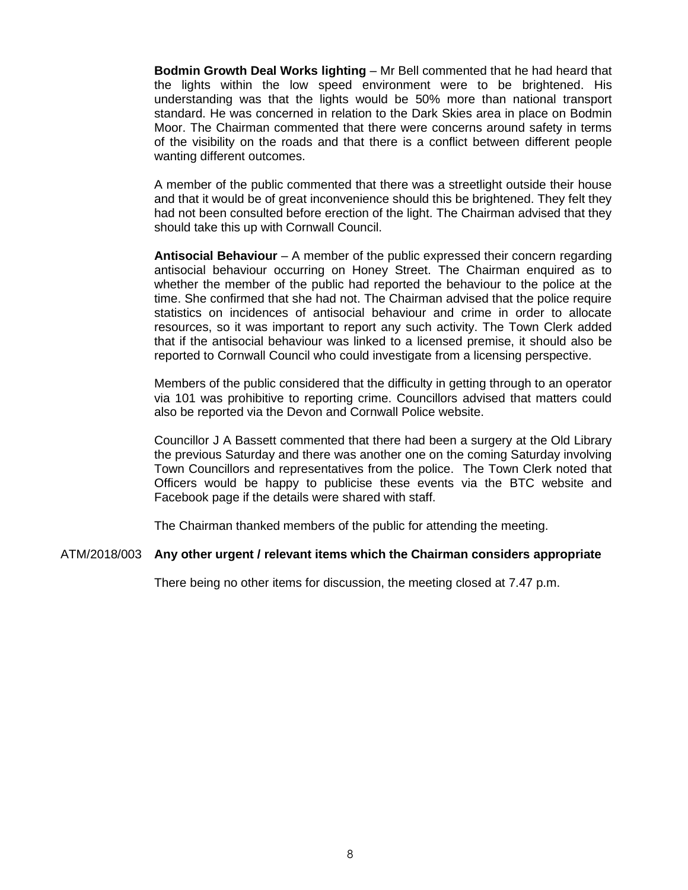**Bodmin Growth Deal Works lighting** – Mr Bell commented that he had heard that the lights within the low speed environment were to be brightened. His understanding was that the lights would be 50% more than national transport standard. He was concerned in relation to the Dark Skies area in place on Bodmin Moor. The Chairman commented that there were concerns around safety in terms of the visibility on the roads and that there is a conflict between different people wanting different outcomes.

A member of the public commented that there was a streetlight outside their house and that it would be of great inconvenience should this be brightened. They felt they had not been consulted before erection of the light. The Chairman advised that they should take this up with Cornwall Council.

**Antisocial Behaviour** – A member of the public expressed their concern regarding antisocial behaviour occurring on Honey Street. The Chairman enquired as to whether the member of the public had reported the behaviour to the police at the time. She confirmed that she had not. The Chairman advised that the police require statistics on incidences of antisocial behaviour and crime in order to allocate resources, so it was important to report any such activity. The Town Clerk added that if the antisocial behaviour was linked to a licensed premise, it should also be reported to Cornwall Council who could investigate from a licensing perspective.

Members of the public considered that the difficulty in getting through to an operator via 101 was prohibitive to reporting crime. Councillors advised that matters could also be reported via the Devon and Cornwall Police website.

Councillor J A Bassett commented that there had been a surgery at the Old Library the previous Saturday and there was another one on the coming Saturday involving Town Councillors and representatives from the police. The Town Clerk noted that Officers would be happy to publicise these events via the BTC website and Facebook page if the details were shared with staff.

The Chairman thanked members of the public for attending the meeting.

ATM/2018/003 **Any other urgent / relevant items which the Chairman considers appropriate**

There being no other items for discussion, the meeting closed at 7.47 p.m.